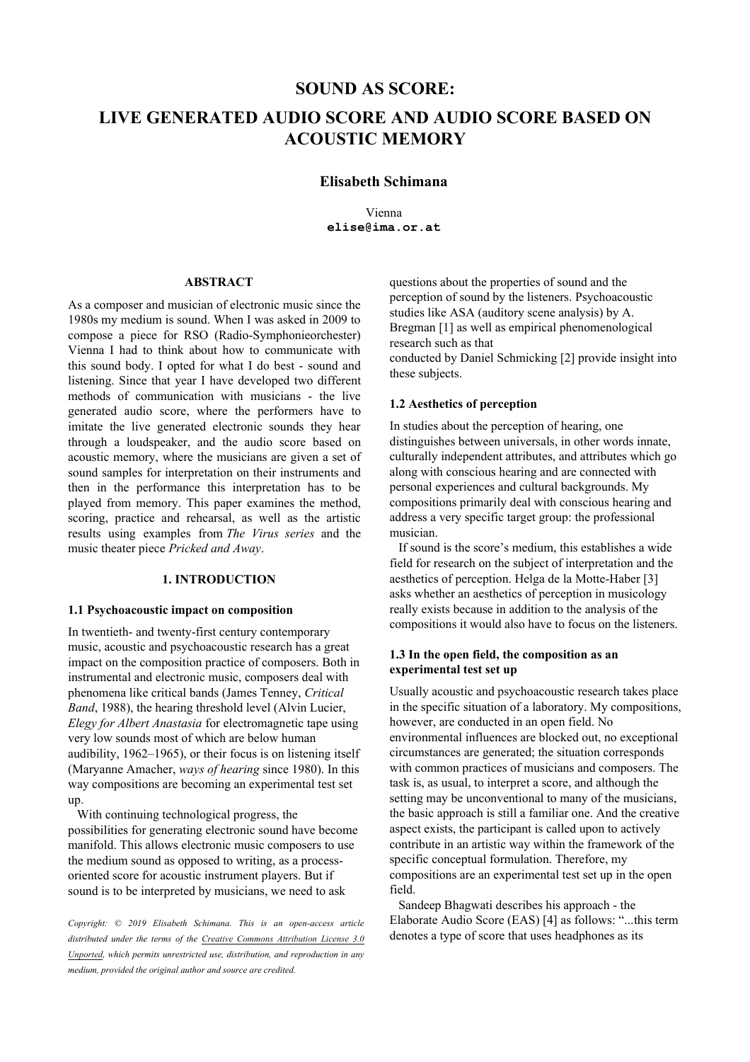# SOUND AS SCORE:
# LIVE GENERATED AUDIO SCORE AND AUDIO SCORE BASED ON ACOUSTIC MEMORY

**Elisabeth Schimana**

Vienna
**elise@ima.or.at**

## ABSTRACT

As a composer and musician of electronic music since the 1980s my medium is sound. When I was asked in 2009 to compose a piece for RSO (Radio-Symphonieorchester) Vienna I had to think about how to communicate with this sound body. I opted for what I do best - sound and listening. Since that year I have developed two different methods of communication with musicians - the live generated audio score, where the performers have to imitate the live generated electronic sounds they hear through a loudspeaker, and the audio score based on acoustic memory, where the musicians are given a set of sound samples for interpretation on their instruments and then in the performance this interpretation has to be played from memory. This paper examines the method, scoring, practice and rehearsal, as well as the artistic results using examples from *The Virus series* and the music theater piece *Pricked and Away*.

## 1. INTRODUCTION

### 1.1 Psychoacoustic impact on composition

In twentieth- and twenty-first century contemporary music, acoustic and psychoacoustic research has a great impact on the composition practice of composers. Both in instrumental and electronic music, composers deal with phenomena like critical bands (James Tenney, *Critical Band*, 1988), the hearing threshold level (Alvin Lucier, *Elegy for Albert Anastasia* for electromagnetic tape using very low sounds most of which are below human audibility, 1962–1965), or their focus is on listening itself (Maryanne Amacher, *ways of hearing* since 1980). In this way compositions are becoming an experimental test set up.

With continuing technological progress, the possibilities for generating electronic sound have become manifold. This allows electronic music composers to use the medium sound as opposed to writing, as a process-oriented score for acoustic instrument players. But if sound is to be interpreted by musicians, we need to ask questions about the properties of sound and the perception of sound by the listeners. Psychoacoustic studies like ASA (auditory scene analysis) by A. Bregman [1] as well as empirical phenomenological research such as that conducted by Daniel Schmicking [2] provide insight into these subjects.

### 1.2 Aesthetics of perception

In studies about the perception of hearing, one distinguishes between universals, in other words innate, culturally independent attributes, and attributes which go along with conscious hearing and are connected with personal experiences and cultural backgrounds. My compositions primarily deal with conscious hearing and address a very specific target group: the professional musician.

If sound is the score's medium, this establishes a wide field for research on the subject of interpretation and the aesthetics of perception. Helga de la Motte-Haber [3] asks whether an aesthetics of perception in musicology really exists because in addition to the analysis of the compositions it would also have to focus on the listeners.

### 1.3 In the open field, the composition as an experimental test set up

Usually acoustic and psychoacoustic research takes place in the specific situation of a laboratory. My compositions, however, are conducted in an open field. No environmental influences are blocked out, no exceptional circumstances are generated; the situation corresponds with common practices of musicians and composers. The task is, as usual, to interpret a score, and although the setting may be unconventional to many of the musicians, the basic approach is still a familiar one. And the creative aspect exists, the participant is called upon to actively contribute in an artistic way within the framework of the specific conceptual formulation. Therefore, my compositions are an experimental test set up in the open field.

Sandeep Bhagwati describes his approach - the Elaborate Audio Score (EAS) [4] as follows: "...this term denotes a type of score that uses headphones as its

*Copyright: © 2019 Elisabeth Schimana. This is an open-access article distributed under the terms of the Creative Commons Attribution License 3.0 Unported, which permits unrestricted use, distribution, and reproduction in any medium, provided the original author and source are credited.*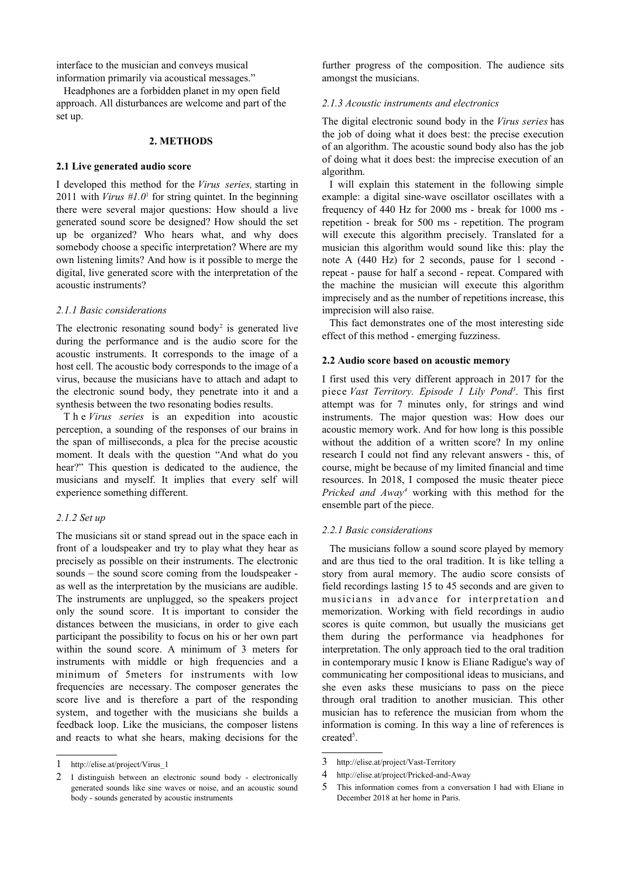interface to the musician and conveys musical information primarily via acoustical messages."

Headphones are a forbidden planet in my open field approach. All disturbances are welcome and part of the set up.

## 2. METHODS

### 2.1 Live generated audio score

I developed this method for the *Virus series,* starting in 2011 with *Virus #1.0*[1] for string quintet. In the beginning there were several major questions: How should a live generated sound score be designed? How should the set up be organized? Who hears what, and why does somebody choose a specific interpretation? Where are my own listening limits? And how is it possible to merge the digital, live generated score with the interpretation of the acoustic instruments?

#### *2.1.1 Basic considerations*

The electronic resonating sound body[2] is generated live during the performance and is the audio score for the acoustic instruments. It corresponds to the image of a host cell. The acoustic body corresponds to the image of a virus, because the musicians have to attach and adapt to the electronic sound body, they penetrate into it and a synthesis between the two resonating bodies results.

The *Virus series* is an expedition into acoustic perception, a sounding of the responses of our brains in the span of milliseconds, a plea for the precise acoustic moment. It deals with the question "And what do you hear?" This question is dedicated to the audience, the musicians and myself. It implies that every self will experience something different.

#### *2.1.2 Set up*

The musicians sit or stand spread out in the space each in front of a loudspeaker and try to play what they hear as precisely as possible on their instruments. The electronic sounds – the sound score coming from the loudspeaker - as well as the interpretation by the musicians are audible. The instruments are unplugged, so the speakers project only the sound score. It is important to consider the distances between the musicians, in order to give each participant the possibility to focus on his or her own part within the sound score. A minimum of 3 meters for instruments with middle or high frequencies and a minimum of 5meters for instruments with low frequencies are necessary. The composer generates the score live and is therefore a part of the responding system, and together with the musicians she builds a feedback loop. Like the musicians, the composer listens and reacts to what she hears, making decisions for the further progress of the composition. The audience sits amongst the musicians.

#### *2.1.3 Acoustic instruments and electronics*

The digital electronic sound body in the *Virus series* has the job of doing what it does best: the precise execution of an algorithm. The acoustic sound body also has the job of doing what it does best: the imprecise execution of an algorithm.

I will explain this statement in the following simple example: a digital sine-wave oscillator oscillates with a frequency of 440 Hz for 2000 ms - break for 1000 ms - repetition - break for 500 ms - repetition. The program will execute this algorithm precisely. Translated for a musician this algorithm would sound like this: play the note A (440 Hz) for 2 seconds, pause for 1 second - repeat - pause for half a second - repeat. Compared with the machine the musician will execute this algorithm imprecisely and as the number of repetitions increase, this imprecision will also raise.

This fact demonstrates one of the most interesting side effect of this method - emerging fuzziness.

### 2.2 Audio score based on acoustic memory

I first used this very different approach in 2017 for the piece *Vast Territory. Episode 1 Lily Pond*[3]. This first attempt was for 7 minutes only, for strings and wind instruments. The major question was: How does our acoustic memory work. And for how long is this possible without the addition of a written score? In my online research I could not find any relevant answers - this, of course, might be because of my limited financial and time resources. In 2018, I composed the music theater piece *Pricked and Away*[4] working with this method for the ensemble part of the piece.

#### *2.2.1 Basic considerations*

The musicians follow a sound score played by memory and are thus tied to the oral tradition. It is like telling a story from aural memory. The audio score consists of field recordings lasting 15 to 45 seconds and are given to musicians in advance for interpretation and memorization. Working with field recordings in audio scores is quite common, but usually the musicians get them during the performance via headphones for interpretation. The only approach tied to the oral tradition in contemporary music I know is Eliane Radigue's way of communicating her compositional ideas to musicians, and she even asks these musicians to pass on the piece through oral tradition to another musician. This other musician has to reference the musician from whom the information is coming. In this way a line of references is created[5].

---

1 http://elise.at/project/Virus_1

2 I distinguish between an electronic sound body - electronically generated sounds like sine waves or noise, and an acoustic sound body - sounds generated by acoustic instruments

3 http://elise.at/project/Vast-Territory

4 http://elise.at/project/Pricked-and-Away

5 This information comes from a conversation I had with Eliane in December 2018 at her home in Paris.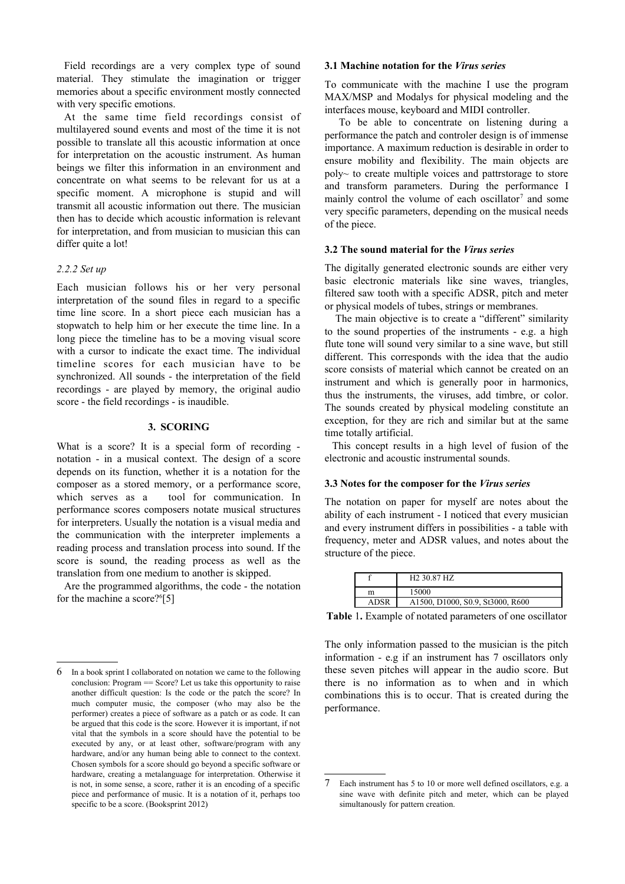Field recordings are a very complex type of sound material. They stimulate the imagination or trigger memories about a specific environment mostly connected with very specific emotions.

At the same time field recordings consist of multilayered sound events and most of the time it is not possible to translate all this acoustic information at once for interpretation on the acoustic instrument. As human beings we filter this information in an environment and concentrate on what seems to be relevant for us at a specific moment. A microphone is stupid and will transmit all acoustic information out there. The musician then has to decide which acoustic information is relevant for interpretation, and from musician to musician this can differ quite a lot!

### *2.2.2 Set up*

Each musician follows his or her very personal interpretation of the sound files in regard to a specific time line score. In a short piece each musician has a stopwatch to help him or her execute the time line. In a long piece the timeline has to be a moving visual score with a cursor to indicate the exact time. The individual timeline scores for each musician have to be synchronized. All sounds - the interpretation of the field recordings - are played by memory, the original audio score - the field recordings - is inaudible.

## 3. SCORING

What is a score? It is a special form of recording - notation - in a musical context. The design of a score depends on its function, whether it is a notation for the composer as a stored memory, or a performance score, which serves as a tool for communication. In performance scores composers notate musical structures for interpreters. Usually the notation is a visual media and the communication with the interpreter implements a reading process and translation process into sound. If the score is sound, the reading process as well as the translation from one medium to another is skipped.

Are the programmed algorithms, the code - the notation for the machine a score?[6][5]

### 3.1 Machine notation for the *Virus series*

To communicate with the machine I use the program MAX/MSP and Modalys for physical modeling and the interfaces mouse, keyboard and MIDI controller.

To be able to concentrate on listening during a performance the patch and controler design is of immense importance. A maximum reduction is desirable in order to ensure mobility and flexibility. The main objects are poly~ to create multiple voices and pattrstorage to store and transform parameters. During the performance I mainly control the volume of each oscillator[7] and some very specific parameters, depending on the musical needs of the piece.

### 3.2 The sound material for the *Virus series*

The digitally generated electronic sounds are either very basic electronic materials like sine waves, triangles, filtered saw tooth with a specific ADSR, pitch and meter or physical models of tubes, strings or membranes.

The main objective is to create a "different" similarity to the sound properties of the instruments - e.g. a high flute tone will sound very similar to a sine wave, but still different. This corresponds with the idea that the audio score consists of material which cannot be created on an instrument and which is generally poor in harmonics, thus the instruments, the viruses, add timbre, or color. The sounds created by physical modeling constitute an exception, for they are rich and similar but at the same time totally artificial.

This concept results in a high level of fusion of the electronic and acoustic instrumental sounds.

### 3.3 Notes for the composer for the *Virus series*

The notation on paper for myself are notes about the ability of each instrument - I noticed that every musician and every instrument differs in possibilities - a table with frequency, meter and ADSR values, and notes about the structure of the piece.

| | |
|---|---|
| f | H2 30.87 HZ |
| m | 15000 |
| ADSR | A1500, D1000, S0.9, St3000, R600 |

**Table 1.** Example of notated parameters of one oscillator

The only information passed to the musician is the pitch information - e.g if an instrument has 7 oscillators only these seven pitches will appear in the audio score. But there is no information as to when and in which combinations this is to occur. That is created during the performance.

---

6 In a book sprint I collaborated on notation we came to the following conclusion: Program == Score? Let us take this opportunity to raise another difficult question: Is the code or the patch the score? In much computer music, the composer (who may also be the performer) creates a piece of software as a patch or as code. It can be argued that this code is the score. However it is important, if not vital that the symbols in a score should have the potential to be executed by any, or at least other, software/program with any hardware, and/or any human being able to connect to the context. Chosen symbols for a score should go beyond a specific software or hardware, creating a metalanguage for interpretation. Otherwise it is not, in some sense, a score, rather it is an encoding of a specific piece and performance of music. It is a notation of it, perhaps too specific to be a score. (Booksprint 2012)

7 Each instrument has 5 to 10 or more well defined oscillators, e.g. a sine wave with definite pitch and meter, which can be played simultanously for pattern creation.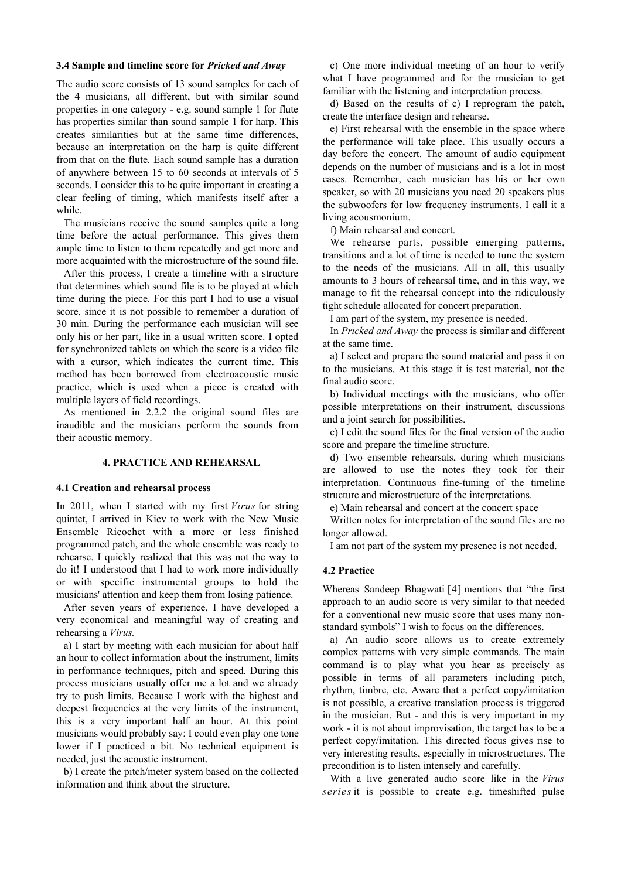### 3.4 Sample and timeline score for *Pricked and Away*

The audio score consists of 13 sound samples for each of the 4 musicians, all different, but with similar sound properties in one category - e.g. sound sample 1 for flute has properties similar than sound sample 1 for harp. This creates similarities but at the same time differences, because an interpretation on the harp is quite different from that on the flute. Each sound sample has a duration of anywhere between 15 to 60 seconds at intervals of 5 seconds. I consider this to be quite important in creating a clear feeling of timing, which manifests itself after a while.

The musicians receive the sound samples quite a long time before the actual performance. This gives them ample time to listen to them repeatedly and get more and more acquainted with the microstructure of the sound file.

After this process, I create a timeline with a structure that determines which sound file is to be played at which time during the piece. For this part I had to use a visual score, since it is not possible to remember a duration of 30 min. During the performance each musician will see only his or her part, like in a usual written score. I opted for synchronized tablets on which the score is a video file with a cursor, which indicates the current time. This method has been borrowed from electroacoustic music practice, which is used when a piece is created with multiple layers of field recordings.

As mentioned in 2.2.2 the original sound files are inaudible and the musicians perform the sounds from their acoustic memory.

## 4. PRACTICE AND REHEARSAL

### 4.1 Creation and rehearsal process

In 2011, when I started with my first *Virus* for string quintet, I arrived in Kiev to work with the New Music Ensemble Ricochet with a more or less finished programmed patch, and the whole ensemble was ready to rehearse. I quickly realized that this was not the way to do it! I understood that I had to work more individually or with specific instrumental groups to hold the musicians' attention and keep them from losing patience.

After seven years of experience, I have developed a very economical and meaningful way of creating and rehearsing a *Virus.*

a) I start by meeting with each musician for about half an hour to collect information about the instrument, limits in performance techniques, pitch and speed. During this process musicians usually offer me a lot and we already try to push limits. Because I work with the highest and deepest frequencies at the very limits of the instrument, this is a very important half an hour. At this point musicians would probably say: I could even play one tone lower if I practiced a bit. No technical equipment is needed, just the acoustic instrument.

b) I create the pitch/meter system based on the collected information and think about the structure.

c) One more individual meeting of an hour to verify what I have programmed and for the musician to get familiar with the listening and interpretation process.

d) Based on the results of c) I reprogram the patch, create the interface design and rehearse.

e) First rehearsal with the ensemble in the space where the performance will take place. This usually occurs a day before the concert. The amount of audio equipment depends on the number of musicians and is a lot in most cases. Remember, each musician has his or her own speaker, so with 20 musicians you need 20 speakers plus the subwoofers for low frequency instruments. I call it a living acousmonium.

f) Main rehearsal and concert.

We rehearse parts, possible emerging patterns, transitions and a lot of time is needed to tune the system to the needs of the musicians. All in all, this usually amounts to 3 hours of rehearsal time, and in this way, we manage to fit the rehearsal concept into the ridiculously tight schedule allocated for concert preparation.

I am part of the system, my presence is needed.

In *Pricked and Away* the process is similar and different at the same time.

a) I select and prepare the sound material and pass it on to the musicians. At this stage it is test material, not the final audio score.

b) Individual meetings with the musicians, who offer possible interpretations on their instrument, discussions and a joint search for possibilities.

c) I edit the sound files for the final version of the audio score and prepare the timeline structure.

d) Two ensemble rehearsals, during which musicians are allowed to use the notes they took for their interpretation. Continuous fine-tuning of the timeline structure and microstructure of the interpretations.

e) Main rehearsal and concert at the concert space

Written notes for interpretation of the sound files are no longer allowed.

I am not part of the system my presence is not needed.

### 4.2 Practice

Whereas Sandeep Bhagwati [4] mentions that "the first approach to an audio score is very similar to that needed for a conventional new music score that uses many non-standard symbols" I wish to focus on the differences.

a) An audio score allows us to create extremely complex patterns with very simple commands. The main command is to play what you hear as precisely as possible in terms of all parameters including pitch, rhythm, timbre, etc. Aware that a perfect copy/imitation is not possible, a creative translation process is triggered in the musician. But - and this is very important in my work - it is not about improvisation, the target has to be a perfect copy/imitation. This directed focus gives rise to very interesting results, especially in microstructures. The precondition is to listen intensely and carefully.

With a live generated audio score like in the *Virus series* it is possible to create e.g. timeshifted pulse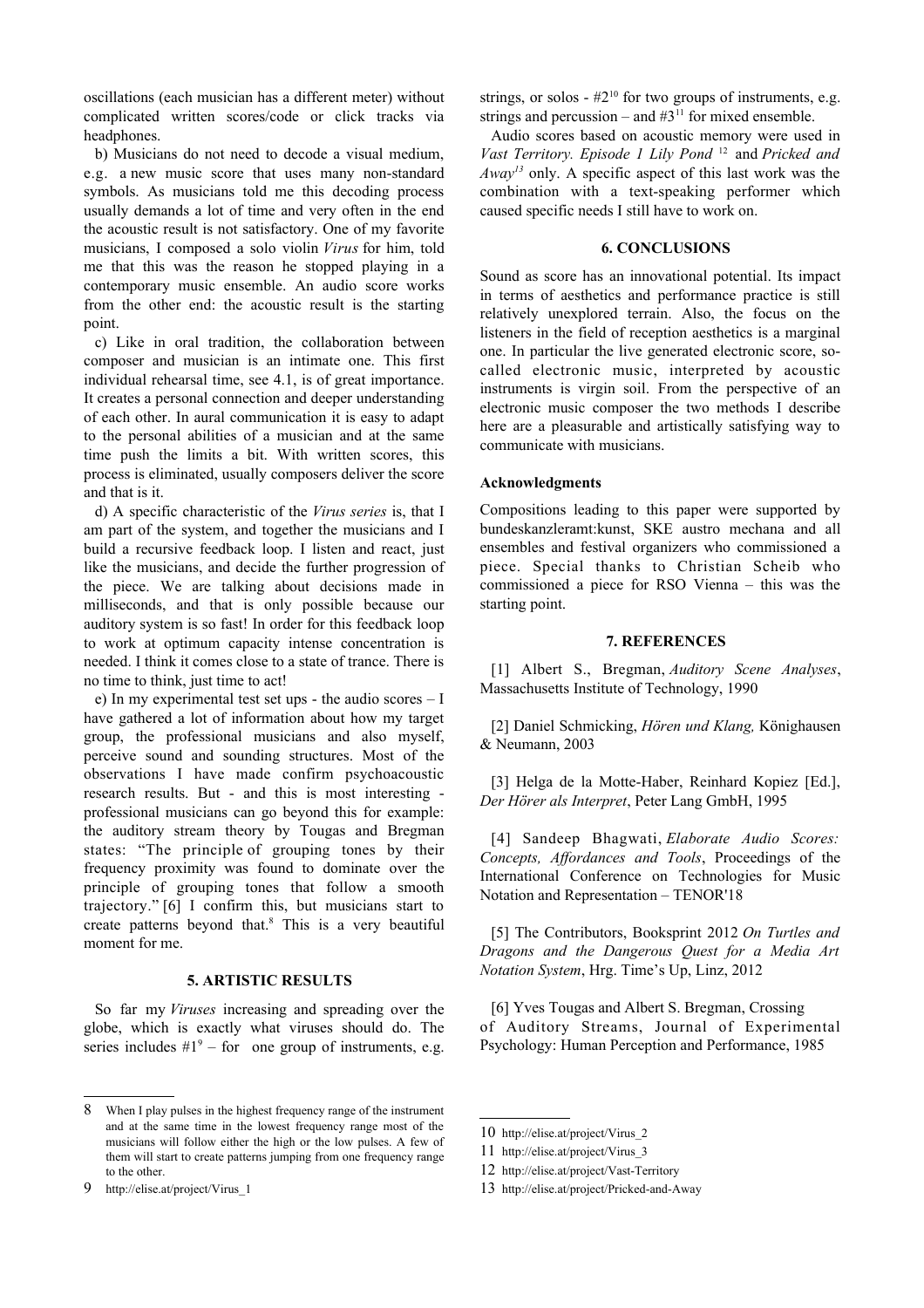oscillations (each musician has a different meter) without complicated written scores/code or click tracks via headphones.

b) Musicians do not need to decode a visual medium, e.g. a new music score that uses many non-standard symbols. As musicians told me this decoding process usually demands a lot of time and very often in the end the acoustic result is not satisfactory. One of my favorite musicians, I composed a solo violin *Virus* for him, told me that this was the reason he stopped playing in a contemporary music ensemble. An audio score works from the other end: the acoustic result is the starting point.

c) Like in oral tradition, the collaboration between composer and musician is an intimate one. This first individual rehearsal time, see 4.1, is of great importance. It creates a personal connection and deeper understanding of each other. In aural communication it is easy to adapt to the personal abilities of a musician and at the same time push the limits a bit. With written scores, this process is eliminated, usually composers deliver the score and that is it.

d) A specific characteristic of the *Virus series* is, that I am part of the system, and together the musicians and I build a recursive feedback loop. I listen and react, just like the musicians, and decide the further progression of the piece. We are talking about decisions made in milliseconds, and that is only possible because our auditory system is so fast! In order for this feedback loop to work at optimum capacity intense concentration is needed. I think it comes close to a state of trance. There is no time to think, just time to act!

e) In my experimental test set ups - the audio scores – I have gathered a lot of information about how my target group, the professional musicians and also myself, perceive sound and sounding structures. Most of the observations I have made confirm psychoacoustic research results. But - and this is most interesting - professional musicians can go beyond this for example: the auditory stream theory by Tougas and Bregman states: "The principle of grouping tones by their frequency proximity was found to dominate over the principle of grouping tones that follow a smooth trajectory." [6] I confirm this, but musicians start to create patterns beyond that.[8] This is a very beautiful moment for me.

## 5. ARTISTIC RESULTS

So far my *Viruses* increasing and spreading over the globe, which is exactly what viruses should do. The series includes #1[9] – for one group of instruments, e.g. strings, or solos - #2[10] for two groups of instruments, e.g. strings and percussion – and #3[11] for mixed ensemble.

Audio scores based on acoustic memory were used in *Vast Territory. Episode 1 Lily Pond* [12] and *Pricked and Away*[13] only. A specific aspect of this last work was the combination with a text-speaking performer which caused specific needs I still have to work on.

## 6. CONCLUSIONS

Sound as score has an innovational potential. Its impact in terms of aesthetics and performance practice is still relatively unexplored terrain. Also, the focus on the listeners in the field of reception aesthetics is a marginal one. In particular the live generated electronic score, so-called electronic music, interpreted by acoustic instruments is virgin soil. From the perspective of an electronic music composer the two methods I describe here are a pleasurable and artistically satisfying way to communicate with musicians.

### Acknowledgments

Compositions leading to this paper were supported by bundeskanzleramt:kunst, SKE austro mechana and all ensembles and festival organizers who commissioned a piece. Special thanks to Christian Scheib who commissioned a piece for RSO Vienna – this was the starting point.

## 7. REFERENCES

[1] Albert S., Bregman, *Auditory Scene Analyses*, Massachusetts Institute of Technology, 1990

[2] Daniel Schmicking, *Hören und Klang,* Könighausen & Neumann, 2003

[3] Helga de la Motte-Haber, Reinhard Kopiez [Ed.], *Der Hörer als Interpret*, Peter Lang GmbH, 1995

[4] Sandeep Bhagwati, *Elaborate Audio Scores: Concepts, Affordances and Tools*, Proceedings of the International Conference on Technologies for Music Notation and Representation – TENOR'18

[5] The Contributors, Booksprint 2012 *On Turtles and Dragons and the Dangerous Quest for a Media Art Notation System*, Hrg. Time's Up, Linz, 2012

[6] Yves Tougas and Albert S. Bregman, Crossing of Auditory Streams, Journal of Experimental Psychology: Human Perception and Performance, 1985

---

8 When I play pulses in the highest frequency range of the instrument and at the same time in the lowest frequency range most of the musicians will follow either the high or the low pulses. A few of them will start to create patterns jumping from one frequency range to the other.

9 http://elise.at/project/Virus_1

10 http://elise.at/project/Virus_2

11 http://elise.at/project/Virus_3

12 http://elise.at/project/Vast-Territory

13 http://elise.at/project/Pricked-and-Away